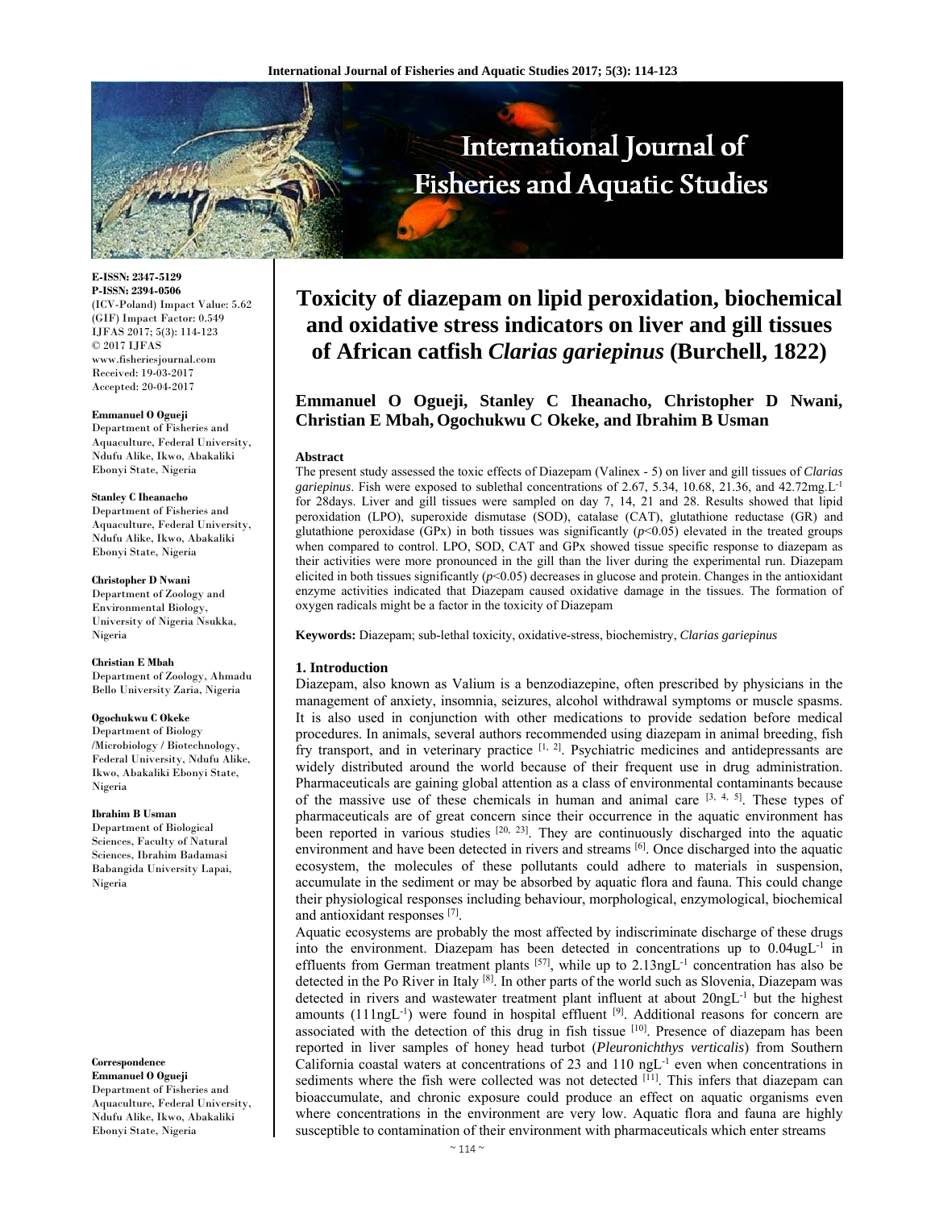# Toxicity of diazepam on lipid peroxidation, biochemical and oxidative stress indicators on liver and gill tissues of African catfish *Clarias gariepinus* (Burchell, 1822)

**Emmanuel O Ogueji, Stanley C Iheanacho, Christopher D Nwani, Christian E Mbah, Ogochukwu C Okeke, and Ibrahim B Usman**

E-ISSN: 2347-5129
P-ISSN: 2394-0506
(ICV-Poland) Impact Value: 5.62
(GIF) Impact Factor: 0.549
IJFAS 2017; 5(3): 114-123
© 2017 IJFAS
www.fisheriesjournal.com
Received: 19-03-2017
Accepted: 20-04-2017

**Emmanuel O Ogueji**
Department of Fisheries and Aquaculture, Federal University, Ndufu Alike, Ikwo, Abakaliki Ebonyi State, Nigeria

**Stanley C Iheanacho**
Department of Fisheries and Aquaculture, Federal University, Ndufu Alike, Ikwo, Abakaliki Ebonyi State, Nigeria

**Christopher D Nwani**
Department of Zoology and Environmental Biology, University of Nigeria Nsukka, Nigeria

**Christian E Mbah**
Department of Zoology, Ahmadu Bello University Zaria, Nigeria

**Ogochukwu C Okeke**
Department of Biology /Microbiology / Biotechnology, Federal University, Ndufu Alike, Ikwo, Abakaliki Ebonyi State, Nigeria

**Ibrahim B Usman**
Department of Biological Sciences, Faculty of Natural Sciences, Ibrahim Badamasi Babangida University Lapai, Nigeria

**Correspondence**
**Emmanuel O Ogueji**
Department of Fisheries and Aquaculture, Federal University, Ndufu Alike, Ikwo, Abakaliki Ebonyi State, Nigeria

## Abstract

The present study assessed the toxic effects of Diazepam (Valinex - 5) on liver and gill tissues of *Clarias gariepinus*. Fish were exposed to sublethal concentrations of 2.67, 5.34, 10.68, 21.36, and 42.72mg.L$^{-1}$ for 28days. Liver and gill tissues were sampled on day 7, 14, 21 and 28. Results showed that lipid peroxidation (LPO), superoxide dismutase (SOD), catalase (CAT), glutathione reductase (GR) and glutathione peroxidase (GPx) in both tissues was significantly ($p<0.05$) elevated in the treated groups when compared to control. LPO, SOD, CAT and GPx showed tissue specific response to diazepam as their activities were more pronounced in the gill than the liver during the experimental run. Diazepam elicited in both tissues significantly ($p<0.05$) decreases in glucose and protein. Changes in the antioxidant enzyme activities indicated that Diazepam caused oxidative damage in the tissues. The formation of oxygen radicals might be a factor in the toxicity of Diazepam

**Keywords:** Diazepam; sub-lethal toxicity, oxidative-stress, biochemistry, *Clarias gariepinus*

## 1. Introduction

Diazepam, also known as Valium is a benzodiazepine, often prescribed by physicians in the management of anxiety, insomnia, seizures, alcohol withdrawal symptoms or muscle spasms. It is also used in conjunction with other medications to provide sedation before medical procedures. In animals, several authors recommended using diazepam in animal breeding, fish fry transport, and in veterinary practice [1, 2]. Psychiatric medicines and antidepressants are widely distributed around the world because of their frequent use in drug administration. Pharmaceuticals are gaining global attention as a class of environmental contaminants because of the massive use of these chemicals in human and animal care [3, 4, 5]. These types of pharmaceuticals are of great concern since their occurrence in the aquatic environment has been reported in various studies [20, 23]. They are continuously discharged into the aquatic environment and have been detected in rivers and streams [6]. Once discharged into the aquatic ecosystem, the molecules of these pollutants could adhere to materials in suspension, accumulate in the sediment or may be absorbed by aquatic flora and fauna. This could change their physiological responses including behaviour, morphological, enzymological, biochemical and antioxidant responses [7].

Aquatic ecosystems are probably the most affected by indiscriminate discharge of these drugs into the environment. Diazepam has been detected in concentrations up to 0.04ugL$^{-1}$ in effluents from German treatment plants [57], while up to 2.13ngL$^{-1}$ concentration has also be detected in the Po River in Italy [8]. In other parts of the world such as Slovenia, Diazepam was detected in rivers and wastewater treatment plant influent at about 20ngL$^{-1}$ but the highest amounts (111ngL$^{-1}$) were found in hospital effluent [9]. Additional reasons for concern are associated with the detection of this drug in fish tissue [10]. Presence of diazepam has been reported in liver samples of honey head turbot (*Pleuronichthys verticalis*) from Southern California coastal waters at concentrations of 23 and 110 ngL$^{-1}$ even when concentrations in sediments where the fish were collected was not detected [11]. This infers that diazepam can bioaccumulate, and chronic exposure could produce an effect on aquatic organisms even where concentrations in the environment are very low. Aquatic flora and fauna are highly susceptible to contamination of their environment with pharmaceuticals which enter streams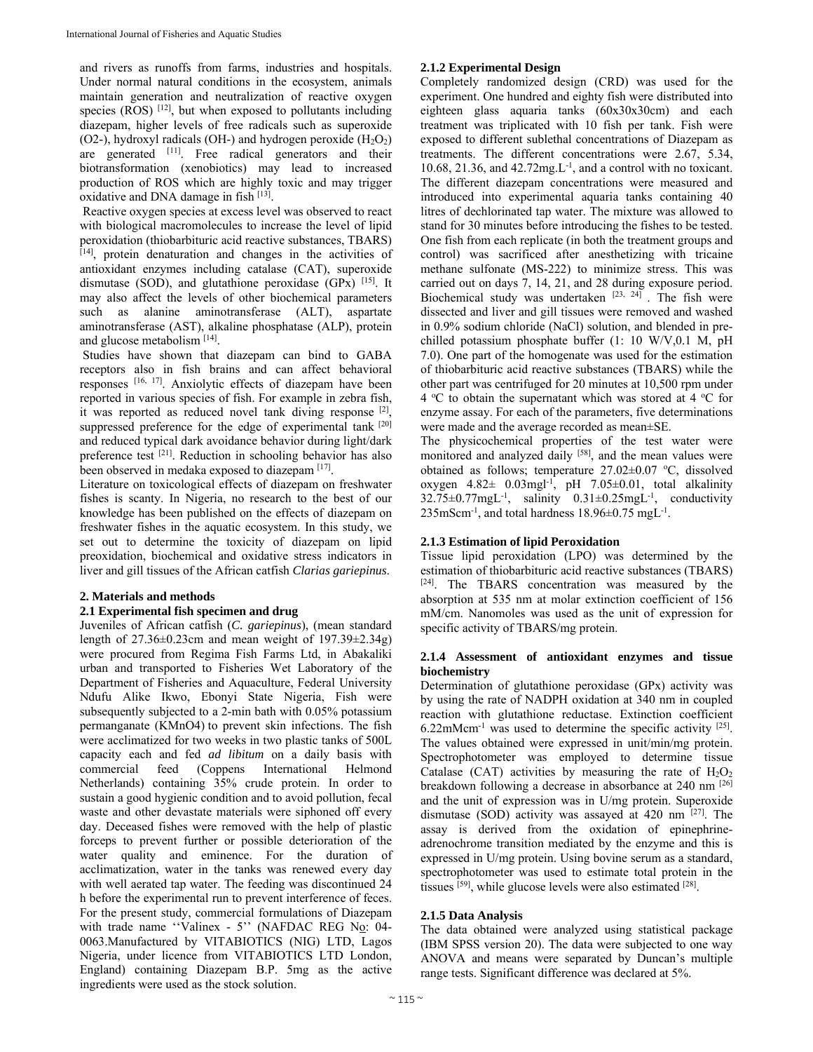and rivers as runoffs from farms, industries and hospitals. Under normal natural conditions in the ecosystem, animals maintain generation and neutralization of reactive oxygen species (ROS) [12], but when exposed to pollutants including diazepam, higher levels of free radicals such as superoxide (O2-), hydroxyl radicals (OH-) and hydrogen peroxide ($H_2O_2$) are generated [11]. Free radical generators and their biotransformation (xenobiotics) may lead to increased production of ROS which are highly toxic and may trigger oxidative and DNA damage in fish [13].

Reactive oxygen species at excess level was observed to react with biological macromolecules to increase the level of lipid peroxidation (thiobarbituric acid reactive substances, TBARS) [14], protein denaturation and changes in the activities of antioxidant enzymes including catalase (CAT), superoxide dismutase (SOD), and glutathione peroxidase (GPx) [15]. It may also affect the levels of other biochemical parameters such as alanine aminotransferase (ALT), aspartate aminotransferase (AST), alkaline phosphatase (ALP), protein and glucose metabolism [14].

Studies have shown that diazepam can bind to GABA receptors also in fish brains and can affect behavioral responses [16, 17]. Anxiolytic effects of diazepam have been reported in various species of fish. For example in zebra fish, it was reported as reduced novel tank diving response [2], suppressed preference for the edge of experimental tank [20] and reduced typical dark avoidance behavior during light/dark preference test [21]. Reduction in schooling behavior has also been observed in medaka exposed to diazepam [17].

Literature on toxicological effects of diazepam on freshwater fishes is scanty. In Nigeria, no research to the best of our knowledge has been published on the effects of diazepam on freshwater fishes in the aquatic ecosystem. In this study, we set out to determine the toxicity of diazepam on lipid preoxidation, biochemical and oxidative stress indicators in liver and gill tissues of the African catfish *Clarias gariepinus*.

## 2. Materials and methods

### 2.1 Experimental fish specimen and drug

Juveniles of African catfish (*C. gariepinus*), (mean standard length of 27.36±0.23cm and mean weight of 197.39±2.34g) were procured from Regima Fish Farms Ltd, in Abakaliki urban and transported to Fisheries Wet Laboratory of the Department of Fisheries and Aquaculture, Federal University Ndufu Alike Ikwo, Ebonyi State Nigeria, Fish were subsequently subjected to a 2-min bath with 0.05% potassium permanganate ($KMnO_4$) to prevent skin infections. The fish were acclimatized for two weeks in two plastic tanks of 500L capacity each and fed *ad libitum* on a daily basis with commercial feed (Coppens International Helmond Netherlands) containing 35% crude protein. In order to sustain a good hygienic condition and to avoid pollution, fecal waste and other devastate materials were siphoned off every day. Deceased fishes were removed with the help of plastic forceps to prevent further or possible deterioration of the water quality and eminence. For the duration of acclimatization, water in the tanks was renewed every day with well aerated tap water. The feeding was discontinued 24 h before the experimental run to prevent interference of feces. For the present study, commercial formulations of Diazepam with trade name ''Valinex - 5'' (NAFDAC REG No: 04-0063.Manufactured by VITABIOTICS (NIG) LTD, Lagos Nigeria, under licence from VITABIOTICS LTD London, England) containing Diazepam B.P. 5mg as the active ingredients were used as the stock solution.

#### 2.1.2 Experimental Design

Completely randomized design (CRD) was used for the experiment. One hundred and eighty fish were distributed into eighteen glass aquaria tanks (60x30x30cm) and each treatment was triplicated with 10 fish per tank. Fish were exposed to different sublethal concentrations of Diazepam as treatments. The different concentrations were 2.67, 5.34, 10.68, 21.36, and 42.72mg.L$^{-1}$, and a control with no toxicant. The different diazepam concentrations were measured and introduced into experimental aquaria tanks containing 40 litres of dechlorinated tap water. The mixture was allowed to stand for 30 minutes before introducing the fishes to be tested. One fish from each replicate (in both the treatment groups and control) was sacrificed after anesthetizing with tricaine methane sulfonate (MS-222) to minimize stress. This was carried out on days 7, 14, 21, and 28 during exposure period. Biochemical study was undertaken [23, 24]. The fish were dissected and liver and gill tissues were removed and washed in 0.9% sodium chloride (NaCl) solution, and blended in pre-chilled potassium phosphate buffer (1: 10 W/V,0.1 M, pH 7.0). One part of the homogenate was used for the estimation of thiobarbituric acid reactive substances (TBARS) while the other part was centrifuged for 20 minutes at 10,500 rpm under 4 °C to obtain the supernatant which was stored at 4 °C for enzyme assay. For each of the parameters, five determinations were made and the average recorded as mean±SE.

The physicochemical properties of the test water were monitored and analyzed daily [58], and the mean values were obtained as follows; temperature 27.02±0.07 °C, dissolved oxygen 4.82± 0.03mgl$^{-1}$, pH 7.05±0.01, total alkalinity 32.75±0.77mgL$^{-1}$, salinity 0.31±0.25mgL$^{-1}$, conductivity 235mScm$^{-1}$, and total hardness 18.96±0.75 mgL$^{-1}$.

#### 2.1.3 Estimation of lipid Peroxidation

Tissue lipid peroxidation (LPO) was determined by the estimation of thiobarbituric acid reactive substances (TBARS) [24]. The TBARS concentration was measured by the absorption at 535 nm at molar extinction coefficient of 156 mM/cm. Nanomoles was used as the unit of expression for specific activity of TBARS/mg protein.

#### 2.1.4 Assessment of antioxidant enzymes and tissue biochemistry

Determination of glutathione peroxidase (GPx) activity was by using the rate of NADPH oxidation at 340 nm in coupled reaction with glutathione reductase. Extinction coefficient 6.22mMcm$^{-1}$ was used to determine the specific activity [25]. The values obtained were expressed in unit/min/mg protein. Spectrophotometer was employed to determine tissue Catalase (CAT) activities by measuring the rate of $H_2O_2$ breakdown following a decrease in absorbance at 240 nm [26] and the unit of expression was in U/mg protein. Superoxide dismutase (SOD) activity was assayed at 420 nm [27]. The assay is derived from the oxidation of epinephrine-adrenochrome transition mediated by the enzyme and this is expressed in U/mg protein. Using bovine serum as a standard, spectrophotometer was used to estimate total protein in the tissues [59], while glucose levels were also estimated [28].

#### 2.1.5 Data Analysis

The data obtained were analyzed using statistical package (IBM SPSS version 20). The data were subjected to one way ANOVA and means were separated by Duncan's multiple range tests. Significant difference was declared at 5%.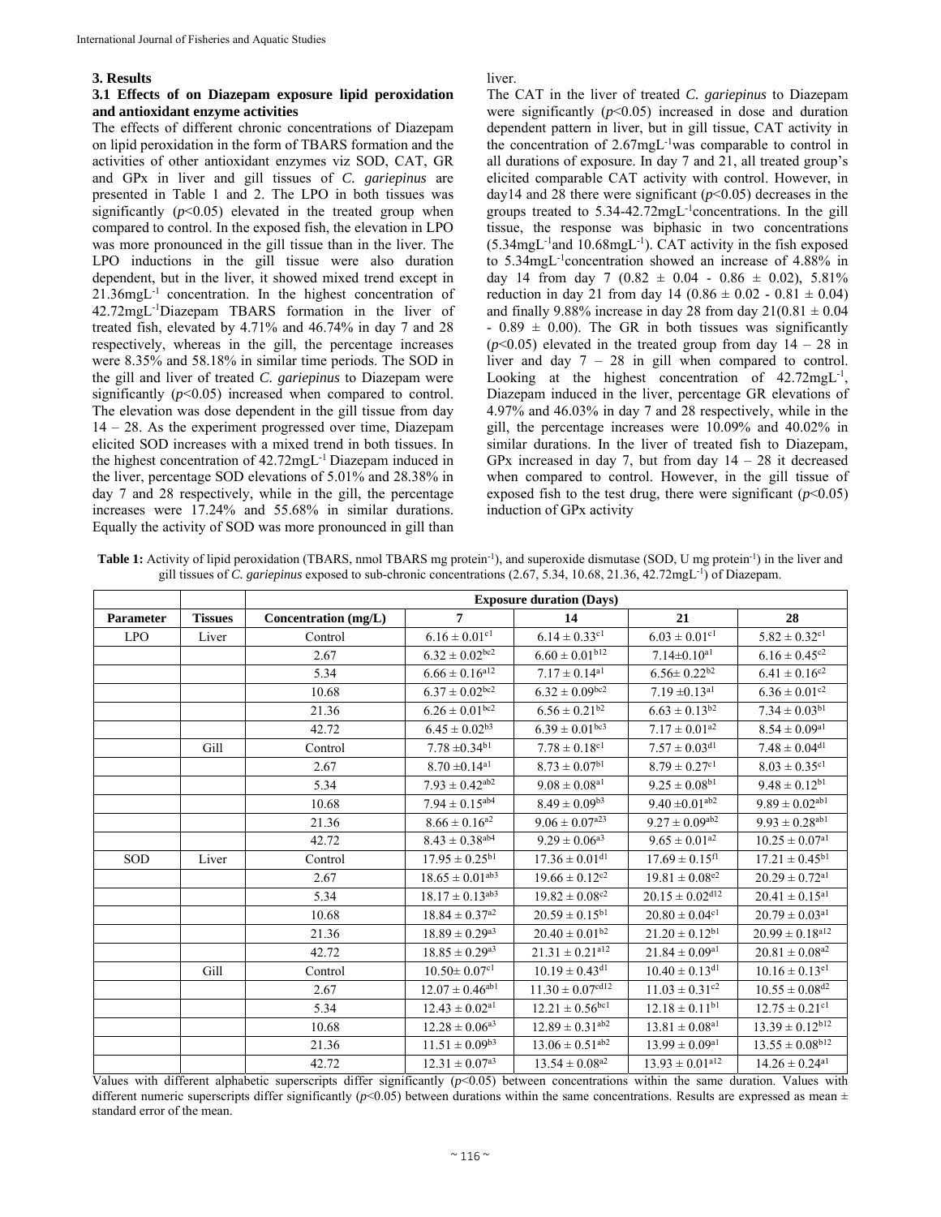## 3. Results

### 3.1 Effects of on Diazepam exposure lipid peroxidation and antioxidant enzyme activities

The effects of different chronic concentrations of Diazepam on lipid peroxidation in the form of TBARS formation and the activities of other antioxidant enzymes viz SOD, CAT, GR and GPx in liver and gill tissues of *C. gariepinus* are presented in Table 1 and 2. The LPO in both tissues was significantly ($p$<0.05) elevated in the treated group when compared to control. In the exposed fish, the elevation in LPO was more pronounced in the gill tissue than in the liver. The LPO inductions in the gill tissue were also duration dependent, but in the liver, it showed mixed trend except in 21.36mgL$^{-1}$ concentration. In the highest concentration of 42.72mgL$^{-1}$Diazepam TBARS formation in the liver of treated fish, elevated by 4.71% and 46.74% in day 7 and 28 respectively, whereas in the gill, the percentage increases were 8.35% and 58.18% in similar time periods. The SOD in the gill and liver of treated *C. gariepinus* to Diazepam were significantly ($p$<0.05) increased when compared to control. The elevation was dose dependent in the gill tissue from day 14 – 28. As the experiment progressed over time, Diazepam elicited SOD increases with a mixed trend in both tissues. In the highest concentration of 42.72mgL$^{-1}$ Diazepam induced in the liver, percentage SOD elevations of 5.01% and 28.38% in day 7 and 28 respectively, while in the gill, the percentage increases were 17.24% and 55.68% in similar durations. Equally the activity of SOD was more pronounced in gill than liver.

The CAT in the liver of treated *C. gariepinus* to Diazepam were significantly ($p$<0.05) increased in dose and duration dependent pattern in liver, but in gill tissue, CAT activity in the concentration of 2.67mgL$^{-1}$was comparable to control in all durations of exposure. In day 7 and 21, all treated group's elicited comparable CAT activity with control. However, in day14 and 28 there were significant ($p$<0.05) decreases in the groups treated to 5.34-42.72mgL$^{-1}$concentrations. In the gill tissue, the response was biphasic in two concentrations (5.34mgL$^{-1}$and 10.68mgL$^{-1}$). CAT activity in the fish exposed to 5.34mgL$^{-1}$concentration showed an increase of 4.88% in day 14 from day 7 (0.82 ± 0.04 - 0.86 ± 0.02), 5.81% reduction in day 21 from day 14 (0.86 ± 0.02 - 0.81 ± 0.04) and finally 9.88% increase in day 28 from day 21(0.81 ± 0.04 - 0.89 ± 0.00). The GR in both tissues was significantly ($p$<0.05) elevated in the treated group from day 14 – 28 in liver and day 7 – 28 in gill when compared to control. Looking at the highest concentration of 42.72mgL$^{-1}$, Diazepam induced in the liver, percentage GR elevations of 4.97% and 46.03% in day 7 and 28 respectively, while in the gill, the percentage increases were 10.09% and 40.02% in similar durations. In the liver of treated fish to Diazepam, GPx increased in day 7, but from day 14 – 28 it decreased when compared to control. However, in the gill tissue of exposed fish to the test drug, there were significant ($p$<0.05) induction of GPx activity

**Table 1:** Activity of lipid peroxidation (TBARS, nmol TBARS mg protein$^{-1}$), and superoxide dismutase (SOD, U mg protein$^{-1}$) in the liver and gill tissues of *C. gariepinus* exposed to sub-chronic concentrations (2.67, 5.34, 10.68, 21.36, 42.72mgL$^{-1}$) of Diazepam.

| | | | Exposure duration (Days) | | | |
|---|---|---|---|---|---|---|
| **Parameter** | **Tissues** | **Concentration (mg/L)** | **7** | **14** | **21** | **28** |
| LPO | Liver | Control | 6.16 ± 0.01$^{c1}$ | 6.14 ± 0.33$^{c1}$ | 6.03 ± 0.01$^{c1}$ | 5.82 ± 0.32$^{c1}$ |
| | | 2.67 | 6.32 ± 0.02$^{bc2}$ | 6.60 ± 0.01$^{b12}$ | 7.14±0.10$^{a1}$ | 6.16 ± 0.45$^{c2}$ |
| | | 5.34 | 6.66 ± 0.16$^{a12}$ | 7.17 ± 0.14$^{a1}$ | 6.56± 0.22$^{b2}$ | 6.41 ± 0.16$^{c2}$ |
| | | 10.68 | 6.37 ± 0.02$^{bc2}$ | 6.32 ± 0.09$^{bc2}$ | 7.19 ±0.13$^{a1}$ | 6.36 ± 0.01$^{c2}$ |
| | | 21.36 | 6.26 ± 0.01$^{bc2}$ | 6.56 ± 0.21$^{b2}$ | 6.63 ± 0.13$^{b2}$ | 7.34 ± 0.03$^{b1}$ |
| | | 42.72 | 6.45 ± 0.02$^{b3}$ | 6.39 ± 0.01$^{bc3}$ | 7.17 ± 0.01$^{a2}$ | 8.54 ± 0.09$^{a1}$ |
| | Gill | Control | 7.78 ±0.34$^{b1}$ | 7.78 ± 0.18$^{c1}$ | 7.57 ± 0.03$^{d1}$ | 7.48 ± 0.04$^{d1}$ |
| | | 2.67 | 8.70 ±0.14$^{a1}$ | 8.73 ± 0.07$^{b1}$ | 8.79 ± 0.27$^{c1}$ | 8.03 ± 0.35$^{c1}$ |
| | | 5.34 | 7.93 ± 0.42$^{ab2}$ | 9.08 ± 0.08$^{a1}$ | 9.25 ± 0.08$^{b1}$ | 9.48 ± 0.12$^{b1}$ |
| | | 10.68 | 7.94 ± 0.15$^{ab4}$ | 8.49 ± 0.09$^{b3}$ | 9.40 ±0.01$^{ab2}$ | 9.89 ± 0.02$^{ab1}$ |
| | | 21.36 | 8.66 ± 0.16$^{a2}$ | 9.06 ± 0.07$^{a23}$ | 9.27 ± 0.09$^{ab2}$ | 9.93 ± 0.28$^{ab1}$ |
| | | 42.72 | 8.43 ± 0.38$^{ab4}$ | 9.29 ± 0.06$^{a3}$ | 9.65 ± 0.01$^{a2}$ | 10.25 ± 0.07$^{a1}$ |
| SOD | Liver | Control | 17.95 ± 0.25$^{b1}$ | 17.36 ± 0.01$^{d1}$ | 17.69 ± 0.15$^{f1}$ | 17.21 ± 0.45$^{b1}$ |
| | | 2.67 | 18.65 ± 0.01$^{ab3}$ | 19.66 ± 0.12$^{c2}$ | 19.81 ± 0.08$^{e2}$ | 20.29 ± 0.72$^{a1}$ |
| | | 5.34 | 18.17 ± 0.13$^{ab3}$ | 19.82 ± 0.08$^{c2}$ | 20.15 ± 0.02$^{d12}$ | 20.41 ± 0.15$^{a1}$ |
| | | 10.68 | 18.84 ± 0.37$^{a2}$ | 20.59 ± 0.15$^{b1}$ | 20.80 ± 0.04$^{c1}$ | 20.79 ± 0.03$^{a1}$ |
| | | 21.36 | 18.89 ± 0.29$^{a3}$ | 20.40 ± 0.01$^{b2}$ | 21.20 ± 0.12$^{b1}$ | 20.99 ± 0.18$^{a12}$ |
| | | 42.72 | 18.85 ± 0.29$^{a3}$ | 21.31 ± 0.21$^{a12}$ | 21.84 ± 0.09$^{a1}$ | 20.81 ± 0.08$^{a2}$ |
| | Gill | Control | 10.50± 0.07$^{c1}$ | 10.19 ± 0.43$^{d1}$ | 10.40 ± 0.13$^{d1}$ | 10.16 ± 0.13$^{e1}$ |
| | | 2.67 | 12.07 ± 0.46$^{ab1}$ | 11.30 ± 0.07$^{cd12}$ | 11.03 ± 0.31$^{c2}$ | 10.55 ± 0.08$^{d2}$ |
| | | 5.34 | 12.43 ± 0.02$^{a1}$ | 12.21 ± 0.56$^{bc1}$ | 12.18 ± 0.11$^{b1}$ | 12.75 ± 0.21$^{c1}$ |
| | | 10.68 | 12.28 ± 0.06$^{a3}$ | 12.89 ± 0.31$^{ab2}$ | 13.81 ± 0.08$^{a1}$ | 13.39 ± 0.12$^{b12}$ |
| | | 21.36 | 11.51 ± 0.09$^{b3}$ | 13.06 ± 0.51$^{ab2}$ | 13.99 ± 0.09$^{a1}$ | 13.55 ± 0.08$^{b12}$ |
| | | 42.72 | 12.31 ± 0.07$^{a3}$ | 13.54 ± 0.08$^{a2}$ | 13.93 ± 0.01$^{a12}$ | 14.26 ± 0.24$^{a1}$ |

Values with different alphabetic superscripts differ significantly ($p$<0.05) between concentrations within the same duration. Values with different numeric superscripts differ significantly ($p$<0.05) between durations within the same concentrations. Results are expressed as mean ± standard error of the mean.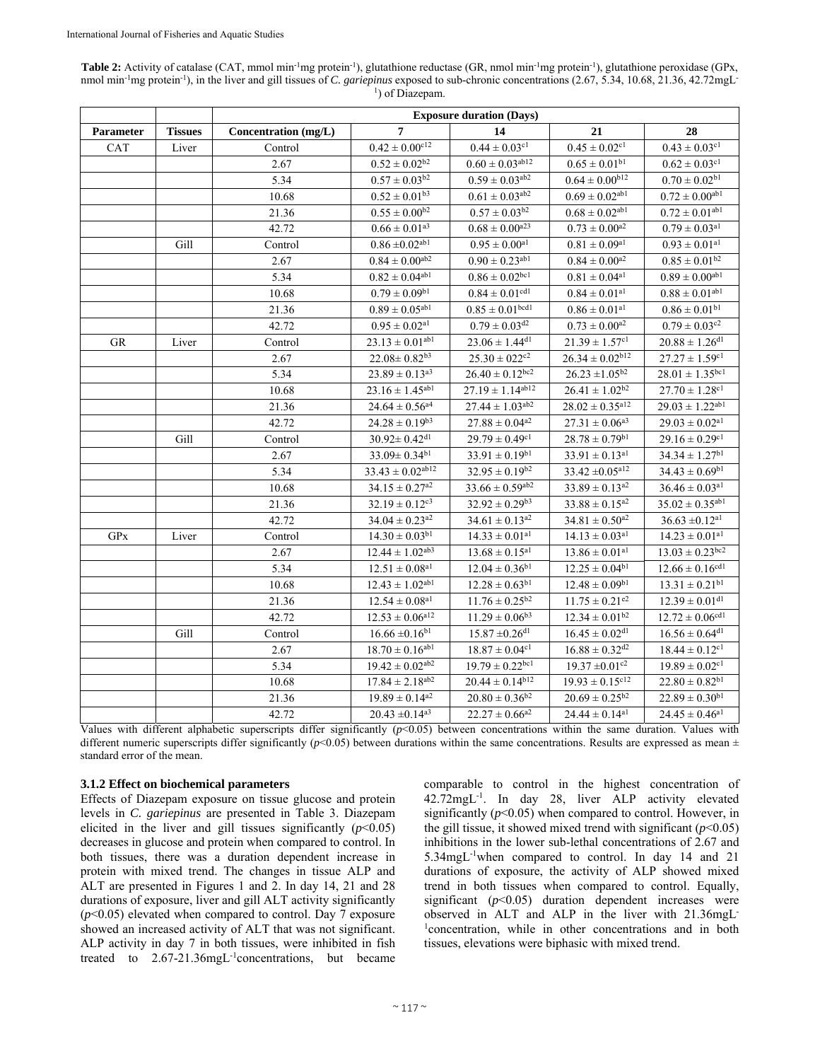**Table 2:** Activity of catalase (CAT, mmol $min^{-1}$mg $protein^{-1}$), glutathione reductase (GR, nmol $min^{-1}$mg $protein^{-1}$), glutathione peroxidase (GPx, nmol $min^{-1}$mg $protein^{-1}$), in the liver and gill tissues of *C. gariepinus* exposed to sub-chronic concentrations (2.67, 5.34, 10.68, 21.36, 42.72mg$L^{-1}$) of Diazepam.

| | | | Exposure duration (Days) | | | |
|---|---|---|---|---|---|---|
| **Parameter** | **Tissues** | **Concentration (mg/L)** | **7** | **14** | **21** | **28** |
| CAT | Liver | Control | $0.42 \pm 0.00^{c12}$ | $0.44 \pm 0.03^{c1}$ | $0.45 \pm 0.02^{c1}$ | $0.43 \pm 0.03^{c1}$ |
| | | 2.67 | $0.52 \pm 0.02^{b2}$ | $0.60 \pm 0.03^{ab12}$ | $0.65 \pm 0.01^{b1}$ | $0.62 \pm 0.03^{c1}$ |
| | | 5.34 | $0.57 \pm 0.03^{b2}$ | $0.59 \pm 0.03^{ab2}$ | $0.64 \pm 0.00^{b12}$ | $0.70 \pm 0.02^{b1}$ |
| | | 10.68 | $0.52 \pm 0.01^{b3}$ | $0.61 \pm 0.03^{ab2}$ | $0.69 \pm 0.02^{ab1}$ | $0.72 \pm 0.00^{ab1}$ |
| | | 21.36 | $0.55 \pm 0.00^{b2}$ | $0.57 \pm 0.03^{b2}$ | $0.68 \pm 0.02^{ab1}$ | $0.72 \pm 0.01^{ab1}$ |
| | | 42.72 | $0.66 \pm 0.01^{a3}$ | $0.68 \pm 0.00^{a23}$ | $0.73 \pm 0.00^{a2}$ | $0.79 \pm 0.03^{a1}$ |
| | Gill | Control | $0.86 \pm 0.02^{ab1}$ | $0.95 \pm 0.00^{a1}$ | $0.81 \pm 0.09^{a1}$ | $0.93 \pm 0.01^{a1}$ |
| | | 2.67 | $0.84 \pm 0.00^{ab2}$ | $0.90 \pm 0.23^{ab1}$ | $0.84 \pm 0.00^{a2}$ | $0.85 \pm 0.01^{b2}$ |
| | | 5.34 | $0.82 \pm 0.04^{ab1}$ | $0.86 \pm 0.02^{bc1}$ | $0.81 \pm 0.04^{a1}$ | $0.89 \pm 0.00^{ab1}$ |
| | | 10.68 | $0.79 \pm 0.09^{b1}$ | $0.84 \pm 0.01^{cd1}$ | $0.84 \pm 0.01^{a1}$ | $0.88 \pm 0.01^{ab1}$ |
| | | 21.36 | $0.89 \pm 0.05^{ab1}$ | $0.85 \pm 0.01^{bcd1}$ | $0.86 \pm 0.01^{a1}$ | $0.86 \pm 0.01^{b1}$ |
| | | 42.72 | $0.95 \pm 0.02^{a1}$ | $0.79 \pm 0.03^{d2}$ | $0.73 \pm 0.00^{a2}$ | $0.79 \pm 0.03^{c2}$ |
| GR | Liver | Control | $23.13 \pm 0.01^{ab1}$ | $23.06 \pm 1.44^{d1}$ | $21.39 \pm 1.57^{c1}$ | $20.88 \pm 1.26^{d1}$ |
| | | 2.67 | $22.08 \pm 0.82^{b3}$ | $25.30 \pm 022^{c2}$ | $26.34 \pm 0.02^{b12}$ | $27.27 \pm 1.59^{c1}$ |
| | | 5.34 | $23.89 \pm 0.13^{a3}$ | $26.40 \pm 0.12^{bc2}$ | $26.23 \pm 1.05^{b2}$ | $28.01 \pm 1.35^{bc1}$ |
| | | 10.68 | $23.16 \pm 1.45^{ab1}$ | $27.19 \pm 1.14^{ab12}$ | $26.41 \pm 1.02^{b2}$ | $27.70 \pm 1.28^{c1}$ |
| | | 21.36 | $24.64 \pm 0.56^{a4}$ | $27.44 \pm 1.03^{ab2}$ | $28.02 \pm 0.35^{a12}$ | $29.03 \pm 1.22^{ab1}$ |
| | | 42.72 | $24.28 \pm 0.19^{b3}$ | $27.88 \pm 0.04^{a2}$ | $27.31 \pm 0.06^{a3}$ | $29.03 \pm 0.02^{a1}$ |
| | Gill | Control | $30.92 \pm 0.42^{d1}$ | $29.79 \pm 0.49^{c1}$ | $28.78 \pm 0.79^{b1}$ | $29.16 \pm 0.29^{c1}$ |
| | | 2.67 | $33.09 \pm 0.34^{b1}$ | $33.91 \pm 0.19^{b1}$ | $33.91 \pm 0.13^{a1}$ | $34.34 \pm 1.27^{b1}$ |
| | | 5.34 | $33.43 \pm 0.02^{ab12}$ | $32.95 \pm 0.19^{b2}$ | $33.42 \pm 0.05^{a12}$ | $34.43 \pm 0.69^{b1}$ |
| | | 10.68 | $34.15 \pm 0.27^{a2}$ | $33.66 \pm 0.59^{ab2}$ | $33.89 \pm 0.13^{a2}$ | $36.46 \pm 0.03^{a1}$ |
| | | 21.36 | $32.19 \pm 0.12^{c3}$ | $32.92 \pm 0.29^{b3}$ | $33.88 \pm 0.15^{a2}$ | $35.02 \pm 0.35^{ab1}$ |
| | | 42.72 | $34.04 \pm 0.23^{a2}$ | $34.61 \pm 0.13^{a2}$ | $34.81 \pm 0.50^{a2}$ | $36.63 \pm 0.12^{a1}$ |
| GPx | Liver | Control | $14.30 \pm 0.03^{b1}$ | $14.33 \pm 0.01^{a1}$ | $14.13 \pm 0.03^{a1}$ | $14.23 \pm 0.01^{a1}$ |
| | | 2.67 | $12.44 \pm 1.02^{ab3}$ | $13.68 \pm 0.15^{a1}$ | $13.86 \pm 0.01^{a1}$ | $13.03 \pm 0.23^{bc2}$ |
| | | 5.34 | $12.51 \pm 0.08^{a1}$ | $12.04 \pm 0.36^{b1}$ | $12.25 \pm 0.04^{b1}$ | $12.66 \pm 0.16^{cd1}$ |
| | | 10.68 | $12.43 \pm 1.02^{ab1}$ | $12.28 \pm 0.63^{b1}$ | $12.48 \pm 0.09^{b1}$ | $13.31 \pm 0.21^{b1}$ |
| | | 21.36 | $12.54 \pm 0.08^{a1}$ | $11.76 \pm 0.25^{b2}$ | $11.75 \pm 0.21^{c2}$ | $12.39 \pm 0.01^{d1}$ |
| | | 42.72 | $12.53 \pm 0.06^{a12}$ | $11.29 \pm 0.06^{b3}$ | $12.34 \pm 0.01^{b2}$ | $12.72 \pm 0.06^{cd1}$ |
| | Gill | Control | $16.66 \pm 0.16^{b1}$ | $15.87 \pm 0.26^{d1}$ | $16.45 \pm 0.02^{d1}$ | $16.56 \pm 0.64^{d1}$ |
| | | 2.67 | $18.70 \pm 0.16^{ab1}$ | $18.87 \pm 0.04^{c1}$ | $16.88 \pm 0.32^{d2}$ | $18.44 \pm 0.12^{c1}$ |
| | | 5.34 | $19.42 \pm 0.02^{ab2}$ | $19.79 \pm 0.22^{bc1}$ | $19.37 \pm 0.01^{c2}$ | $19.89 \pm 0.02^{c1}$ |
| | | 10.68 | $17.84 \pm 2.18^{ab2}$ | $20.44 \pm 0.14^{b12}$ | $19.93 \pm 0.15^{c12}$ | $22.80 \pm 0.82^{b1}$ |
| | | 21.36 | $19.89 \pm 0.14^{a2}$ | $20.80 \pm 0.36^{b2}$ | $20.69 \pm 0.25^{b2}$ | $22.89 \pm 0.30^{b1}$ |
| | | 42.72 | $20.43 \pm 0.14^{a3}$ | $22.27 \pm 0.66^{a2}$ | $24.44 \pm 0.14^{a1}$ | $24.45 \pm 0.46^{a1}$ |

Values with different alphabetic superscripts differ significantly ($p<0.05$) between concentrations within the same duration. Values with different numeric superscripts differ significantly ($p<0.05$) between durations within the same concentrations. Results are expressed as mean ± standard error of the mean.

### 3.1.2 Effect on biochemical parameters

Effects of Diazepam exposure on tissue glucose and protein levels in *C. gariepinus* are presented in Table 3. Diazepam elicited in the liver and gill tissues significantly ($p<0.05$) decreases in glucose and protein when compared to control. In both tissues, there was a duration dependent increase in protein with mixed trend. The changes in tissue ALP and ALT are presented in Figures 1 and 2. In day 14, 21 and 28 durations of exposure, liver and gill ALT activity significantly ($p<0.05$) elevated when compared to control. Day 7 exposure showed an increased activity of ALT that was not significant. ALP activity in day 7 in both tissues, were inhibited in fish treated to 2.67-21.36mg$L^{-1}$concentrations, but became comparable to control in the highest concentration of 42.72mg$L^{-1}$. In day 28, liver ALP activity elevated significantly ($p<0.05$) when compared to control. However, in the gill tissue, it showed mixed trend with significant ($p<0.05$) inhibitions in the lower sub-lethal concentrations of 2.67 and 5.34mg$L^{-1}$when compared to control. In day 14 and 21 durations of exposure, the activity of ALP showed mixed trend in both tissues when compared to control. Equally, significant ($p<0.05$) duration dependent increases were observed in ALT and ALP in the liver with 21.36mg$L^{-1}$concentration, while in other concentrations and in both tissues, elevations were biphasic with mixed trend.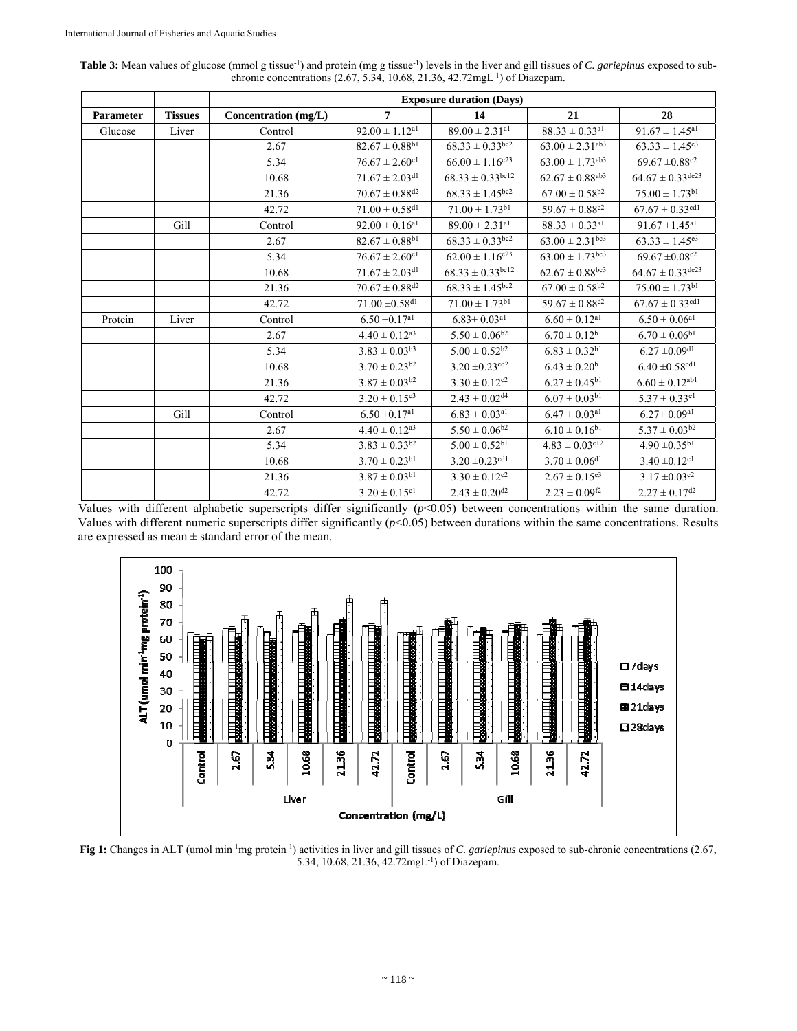**Table 3:** Mean values of glucose (mmol g tissue$^{-1}$) and protein (mg g tissue$^{-1}$) levels in the liver and gill tissues of *C. gariepinus* exposed to sub-chronic concentrations (2.67, 5.34, 10.68, 21.36, 42.72mgL$^{-1}$) of Diazepam.

| | | | Exposure duration (Days) | | | |
|---|---|---|---|---|---|---|
| **Parameter** | **Tissues** | **Concentration (mg/L)** | **7** | **14** | **21** | **28** |
| Glucose | Liver | Control | $92.00 \pm 1.12^{a1}$ | $89.00 \pm 2.31^{a1}$ | $88.33 \pm 0.33^{a1}$ | $91.67 \pm 1.45^{a1}$ |
| | | 2.67 | $82.67 \pm 0.88^{b1}$ | $68.33 \pm 0.33^{bc2}$ | $63.00 \pm 2.31^{ab3}$ | $63.33 \pm 1.45^{e3}$ |
| | | 5.34 | $76.67 \pm 2.60^{c1}$ | $66.00 \pm 1.16^{c23}$ | $63.00 \pm 1.73^{ab3}$ | $69.67 \pm 0.88^{c2}$ |
| | | 10.68 | $71.67 \pm 2.03^{d1}$ | $68.33 \pm 0.33^{bc12}$ | $62.67 \pm 0.88^{ab3}$ | $64.67 \pm 0.33^{de23}$ |
| | | 21.36 | $70.67 \pm 0.88^{d2}$ | $68.33 \pm 1.45^{bc2}$ | $67.00 \pm 0.58^{b2}$ | $75.00 \pm 1.73^{b1}$ |
| | | 42.72 | $71.00 \pm 0.58^{d1}$ | $71.00 \pm 1.73^{b1}$ | $59.67 \pm 0.88^{c2}$ | $67.67 \pm 0.33^{cd1}$ |
| | Gill | Control | $92.00 \pm 0.16^{a1}$ | $89.00 \pm 2.31^{a1}$ | $88.33 \pm 0.33^{a1}$ | $91.67 \pm 1.45^{a1}$ |
| | | 2.67 | $82.67 \pm 0.88^{b1}$ | $68.33 \pm 0.33^{bc2}$ | $63.00 \pm 2.31^{bc3}$ | $63.33 \pm 1.45^{e3}$ |
| | | 5.34 | $76.67 \pm 2.60^{c1}$ | $62.00 \pm 1.16^{c23}$ | $63.00 \pm 1.73^{bc3}$ | $69.67 \pm 0.08^{c2}$ |
| | | 10.68 | $71.67 \pm 2.03^{d1}$ | $68.33 \pm 0.33^{bc12}$ | $62.67 \pm 0.88^{bc3}$ | $64.67 \pm 0.33^{de23}$ |
| | | 21.36 | $70.67 \pm 0.88^{d2}$ | $68.33 \pm 1.45^{bc2}$ | $67.00 \pm 0.58^{b2}$ | $75.00 \pm 1.73^{b1}$ |
| | | 42.72 | $71.00 \pm 0.58^{d1}$ | $71.00 \pm 1.73^{b1}$ | $59.67 \pm 0.88^{c2}$ | $67.67 \pm 0.33^{cd1}$ |
| Protein | Liver | Control | $6.50 \pm 0.17^{a1}$ | $6.83 \pm 0.03^{a1}$ | $6.60 \pm 0.12^{a1}$ | $6.50 \pm 0.06^{a1}$ |
| | | 2.67 | $4.40 \pm 0.12^{a3}$ | $5.50 \pm 0.06^{b2}$ | $6.70 \pm 0.12^{b1}$ | $6.70 \pm 0.06^{b1}$ |
| | | 5.34 | $3.83 \pm 0.03^{b3}$ | $5.00 \pm 0.52^{b2}$ | $6.83 \pm 0.32^{b1}$ | $6.27 \pm 0.09^{d1}$ |
| | | 10.68 | $3.70 \pm 0.23^{b2}$ | $3.20 \pm 0.23^{cd2}$ | $6.43 \pm 0.20^{b1}$ | $6.40 \pm 0.58^{cd1}$ |
| | | 21.36 | $3.87 \pm 0.03^{b2}$ | $3.30 \pm 0.12^{c2}$ | $6.27 \pm 0.45^{b1}$ | $6.60 \pm 0.12^{ab1}$ |
| | | 42.72 | $3.20 \pm 0.15^{c3}$ | $2.43 \pm 0.02^{d4}$ | $6.07 \pm 0.03^{b1}$ | $5.37 \pm 0.33^{e1}$ |
| | Gill | Control | $6.50 \pm 0.17^{a1}$ | $6.83 \pm 0.03^{a1}$ | $6.47 \pm 0.03^{a1}$ | $6.27 \pm 0.09^{a1}$ |
| | | 2.67 | $4.40 \pm 0.12^{a3}$ | $5.50 \pm 0.06^{b2}$ | $6.10 \pm 0.16^{b1}$ | $5.37 \pm 0.03^{b2}$ |
| | | 5.34 | $3.83 \pm 0.33^{b2}$ | $5.00 \pm 0.52^{b1}$ | $4.83 \pm 0.03^{c12}$ | $4.90 \pm 0.35^{b1}$ |
| | | 10.68 | $3.70 \pm 0.23^{b1}$ | $3.20 \pm 0.23^{cd1}$ | $3.70 \pm 0.06^{d1}$ | $3.40 \pm 0.12^{c1}$ |
| | | 21.36 | $3.87 \pm 0.03^{b1}$ | $3.30 \pm 0.12^{c2}$ | $2.67 \pm 0.15^{e3}$ | $3.17 \pm 0.03^{c2}$ |
| | | 42.72 | $3.20 \pm 0.15^{c1}$ | $2.43 \pm 0.20^{d2}$ | $2.23 \pm 0.09^{f2}$ | $2.27 \pm 0.17^{d2}$ |

Values with different alphabetic superscripts differ significantly ($p<0.05$) between concentrations within the same duration. Values with different numeric superscripts differ significantly ($p<0.05$) between durations within the same concentrations. Results are expressed as mean ± standard error of the mean.

**Fig 1:** Changes in ALT (umol min$^{-1}$mg protein$^{-1}$) activities in liver and gill tissues of *C. gariepinus* exposed to sub-chronic concentrations (2.67, 5.34, 10.68, 21.36, 42.72mgL$^{-1}$) of Diazepam.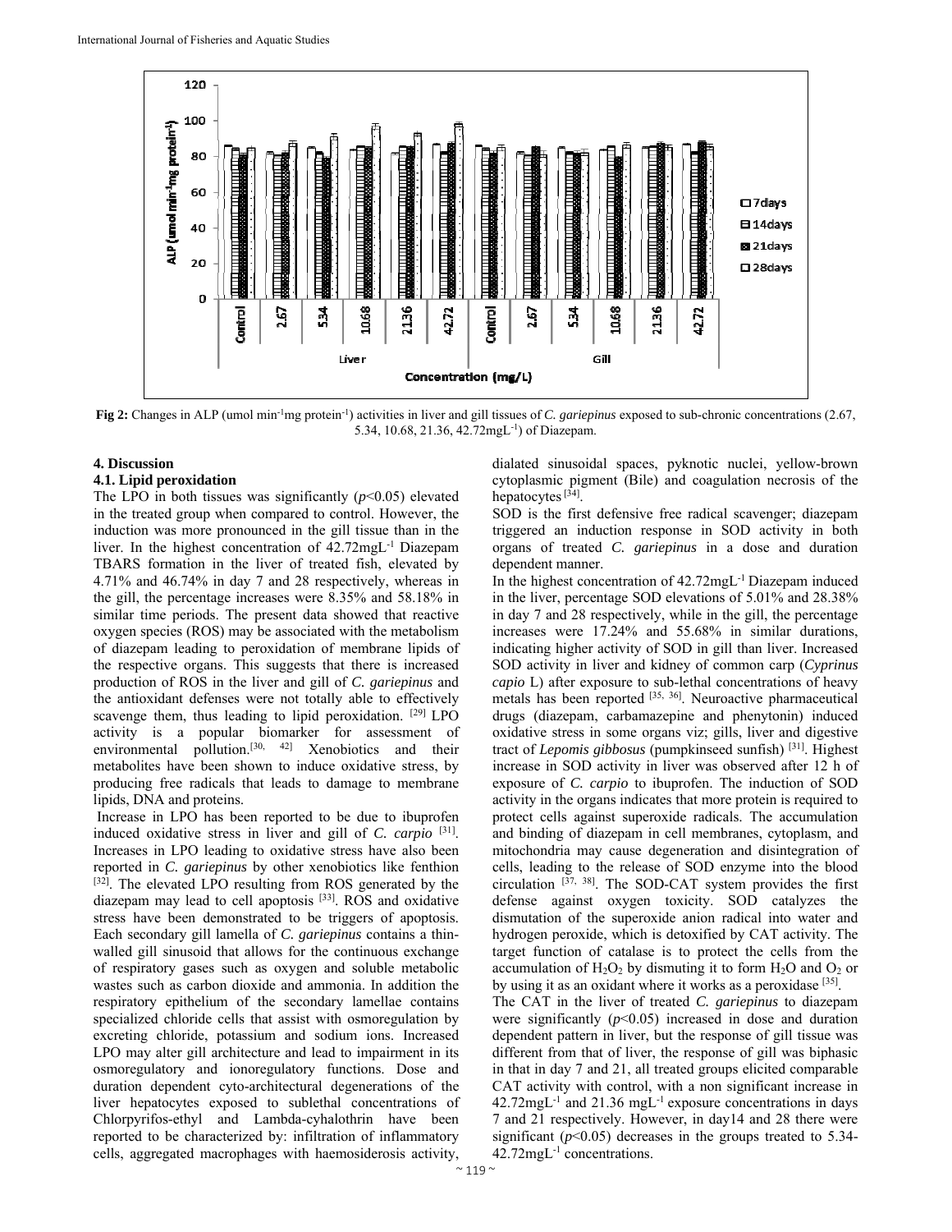Fig 2: Changes in ALP (umol min$^{-1}$mg protein$^{-1}$) activities in liver and gill tissues of *C. gariepinus* exposed to sub-chronic concentrations (2.67, 5.34, 10.68, 21.36, 42.72mgL$^{-1}$) of Diazepam.

## 4. Discussion

### 4.1. Lipid peroxidation

The LPO in both tissues was significantly ($p<0.05$) elevated in the treated group when compared to control. However, the induction was more pronounced in the gill tissue than in the liver. In the highest concentration of 42.72mgL$^{-1}$ Diazepam TBARS formation in the liver of treated fish, elevated by 4.71% and 46.74% in day 7 and 28 respectively, whereas in the gill, the percentage increases were 8.35% and 58.18% in similar time periods. The present data showed that reactive oxygen species (ROS) may be associated with the metabolism of diazepam leading to peroxidation of membrane lipids of the respective organs. This suggests that there is increased production of ROS in the liver and gill of *C. gariepinus* and the antioxidant defenses were not totally able to effectively scavenge them, thus leading to lipid peroxidation. [29] LPO activity is a popular biomarker for assessment of environmental pollution.[30, 42] Xenobiotics and their metabolites have been shown to induce oxidative stress, by producing free radicals that leads to damage to membrane lipids, DNA and proteins.

Increase in LPO has been reported to be due to ibuprofen induced oxidative stress in liver and gill of *C. carpio* [31]. Increases in LPO leading to oxidative stress have also been reported in *C. gariepinus* by other xenobiotics like fenthion [32]. The elevated LPO resulting from ROS generated by the diazepam may lead to cell apoptosis [33]. ROS and oxidative stress have been demonstrated to be triggers of apoptosis. Each secondary gill lamella of *C. gariepinus* contains a thin-walled gill sinusoid that allows for the continuous exchange of respiratory gases such as oxygen and soluble metabolic wastes such as carbon dioxide and ammonia. In addition the respiratory epithelium of the secondary lamellae contains specialized chloride cells that assist with osmoregulation by excreting chloride, potassium and sodium ions. Increased LPO may alter gill architecture and lead to impairment in its osmoregulatory and ionoregulatory functions. Dose and duration dependent cyto-architectural degenerations of the liver hepatocytes exposed to sublethal concentrations of Chlorpyrifos-ethyl and Lambda-cyhalothrin have been reported to be characterized by: infiltration of inflammatory cells, aggregated macrophages with haemosiderosis activity, dialated sinusoidal spaces, pyknotic nuclei, yellow-brown cytoplasmic pigment (Bile) and coagulation necrosis of the hepatocytes [34].

SOD is the first defensive free radical scavenger; diazepam triggered an induction response in SOD activity in both organs of treated *C. gariepinus* in a dose and duration dependent manner.

In the highest concentration of 42.72mgL$^{-1}$ Diazepam induced in the liver, percentage SOD elevations of 5.01% and 28.38% in day 7 and 28 respectively, while in the gill, the percentage increases were 17.24% and 55.68% in similar durations, indicating higher activity of SOD in gill than liver. Increased SOD activity in liver and kidney of common carp (*Cyprinus capio* L) after exposure to sub-lethal concentrations of heavy metals has been reported [35, 36]. Neuroactive pharmaceutical drugs (diazepam, carbamazepine and phenytonin) induced oxidative stress in some organs viz; gills, liver and digestive tract of *Lepomis gibbosus* (pumpkinseed sunfish) [31]. Highest increase in SOD activity in liver was observed after 12 h of exposure of *C. carpio* to ibuprofen. The induction of SOD activity in the organs indicates that more protein is required to protect cells against superoxide radicals. The accumulation and binding of diazepam in cell membranes, cytoplasm, and mitochondria may cause degeneration and disintegration of cells, leading to the release of SOD enzyme into the blood circulation [37, 38]. The SOD-CAT system provides the first defense against oxygen toxicity. SOD catalyzes the dismutation of the superoxide anion radical into water and hydrogen peroxide, which is detoxified by CAT activity. The target function of catalase is to protect the cells from the accumulation of $H_2O_2$ by dismuting it to form $H_2O$ and $O_2$ or by using it as an oxidant where it works as a peroxidase [35].

The CAT in the liver of treated *C. gariepinus* to diazepam were significantly ($p<0.05$) increased in dose and duration dependent pattern in liver, but the response of gill tissue was different from that of liver, the response of gill was biphasic in that in day 7 and 21, all treated groups elicited comparable CAT activity with control, with a non significant increase in 42.72mgL$^{-1}$ and 21.36 mgL$^{-1}$ exposure concentrations in days 7 and 21 respectively. However, in day14 and 28 there were significant ($p<0.05$) decreases in the groups treated to 5.34-42.72mgL$^{-1}$ concentrations.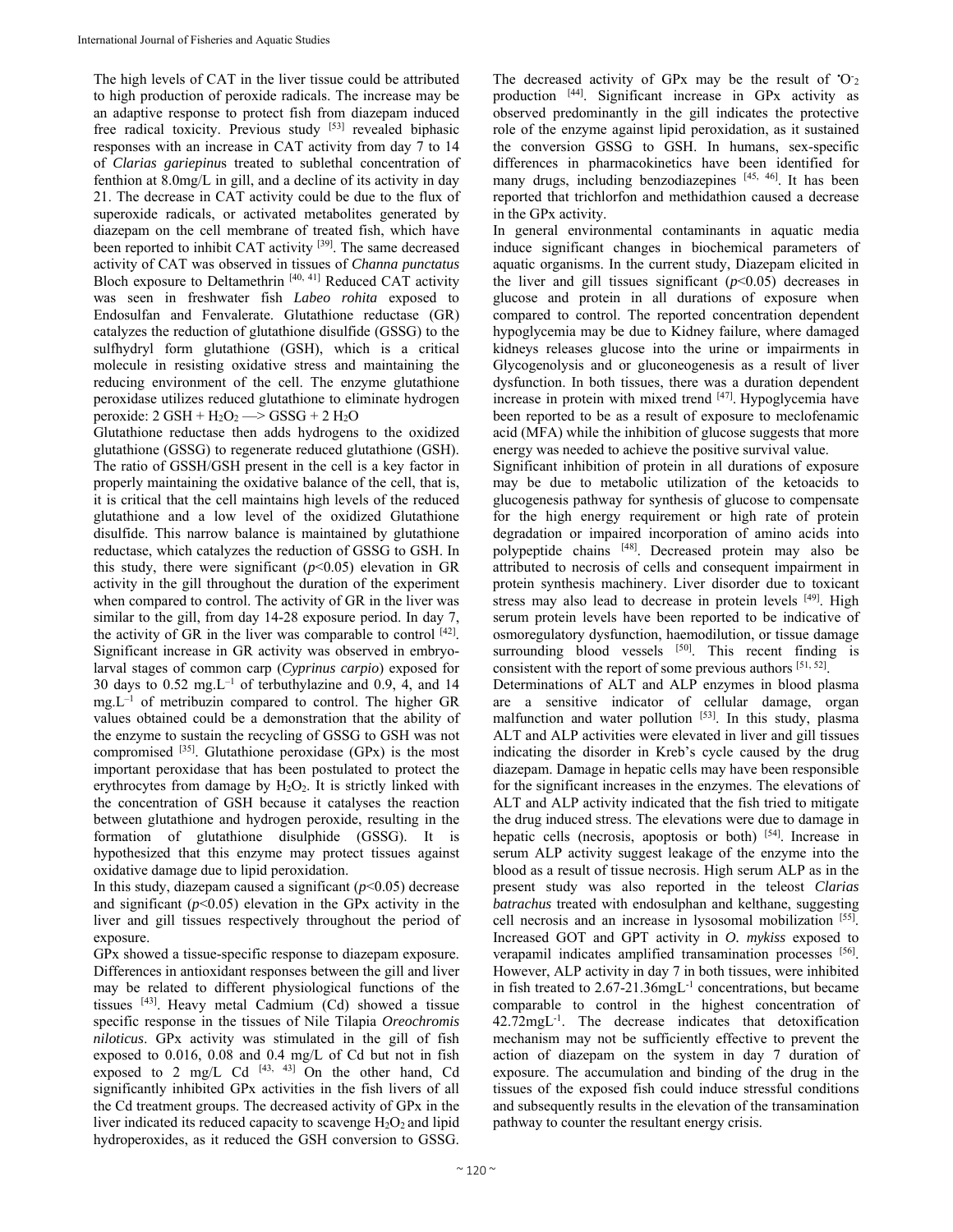The high levels of CAT in the liver tissue could be attributed to high production of peroxide radicals. The increase may be an adaptive response to protect fish from diazepam induced free radical toxicity. Previous study [53] revealed biphasic responses with an increase in CAT activity from day 7 to 14 of *Clarias gariepinus* treated to sublethal concentration of fenthion at 8.0mg/L in gill, and a decline of its activity in day 21. The decrease in CAT activity could be due to the flux of superoxide radicals, or activated metabolites generated by diazepam on the cell membrane of treated fish, which have been reported to inhibit CAT activity [39]. The same decreased activity of CAT was observed in tissues of *Channa punctatus* Bloch exposure to Deltamethrin [40, 41] Reduced CAT activity was seen in freshwater fish *Labeo rohita* exposed to Endosulfan and Fenvalerate. Glutathione reductase (GR) catalyzes the reduction of glutathione disulfide (GSSG) to the sulfhydryl form glutathione (GSH), which is a critical molecule in resisting oxidative stress and maintaining the reducing environment of the cell. The enzyme glutathione peroxidase utilizes reduced glutathione to eliminate hydrogen peroxide: $2\ GSH + H_2O_2 \longrightarrow GSSG + 2\ H_2O$

Glutathione reductase then adds hydrogens to the oxidized glutathione (GSSG) to regenerate reduced glutathione (GSH). The ratio of GSSH/GSH present in the cell is a key factor in properly maintaining the oxidative balance of the cell, that is, it is critical that the cell maintains high levels of the reduced glutathione and a low level of the oxidized Glutathione disulfide. This narrow balance is maintained by glutathione reductase, which catalyzes the reduction of GSSG to GSH. In this study, there were significant ($p<0.05$) elevation in GR activity in the gill throughout the duration of the experiment when compared to control. The activity of GR in the liver was similar to the gill, from day 14-28 exposure period. In day 7, the activity of GR in the liver was comparable to control [42]. Significant increase in GR activity was observed in embryo-larval stages of common carp (*Cyprinus carpio*) exposed for 30 days to 0.52 mg.$L^{-1}$ of terbuthylazine and 0.9, 4, and 14 mg.$L^{-1}$ of metribuzin compared to control. The higher GR values obtained could be a demonstration that the ability of the enzyme to sustain the recycling of GSSG to GSH was not compromised [35]. Glutathione peroxidase (GPx) is the most important peroxidase that has been postulated to protect the erythrocytes from damage by $H_2O_2$. It is strictly linked with the concentration of GSH because it catalyses the reaction between glutathione and hydrogen peroxide, resulting in the formation of glutathione disulphide (GSSG). It is hypothesized that this enzyme may protect tissues against oxidative damage due to lipid peroxidation.

In this study, diazepam caused a significant ($p<0.05$) decrease and significant ($p<0.05$) elevation in the GPx activity in the liver and gill tissues respectively throughout the period of exposure.

GPx showed a tissue-specific response to diazepam exposure. Differences in antioxidant responses between the gill and liver may be related to different physiological functions of the tissues [43]. Heavy metal Cadmium (Cd) showed a tissue specific response in the tissues of Nile Tilapia *Oreochromis niloticus*. GPx activity was stimulated in the gill of fish exposed to 0.016, 0.08 and 0.4 mg/L of Cd but not in fish exposed to 2 mg/L Cd [43, 43] On the other hand, Cd significantly inhibited GPx activities in the fish livers of all the Cd treatment groups. The decreased activity of GPx in the liver indicated its reduced capacity to scavenge $H_2O_2$ and lipid hydroperoxides, as it reduced the GSH conversion to GSSG. The decreased activity of GPx may be the result of $^{\bullet}O_2^-$ production [44]. Significant increase in GPx activity as observed predominantly in the gill indicates the protective role of the enzyme against lipid peroxidation, as it sustained the conversion GSSG to GSH. In humans, sex-specific differences in pharmacokinetics have been identified for many drugs, including benzodiazepines [45, 46]. It has been reported that trichlorfon and methidathion caused a decrease in the GPx activity.

In general environmental contaminants in aquatic media induce significant changes in biochemical parameters of aquatic organisms. In the current study, Diazepam elicited in the liver and gill tissues significant ($p<0.05$) decreases in glucose and protein in all durations of exposure when compared to control. The reported concentration dependent hypoglycemia may be due to Kidney failure, where damaged kidneys releases glucose into the urine or impairments in Glycogenolysis and or gluconeogenesis as a result of liver dysfunction. In both tissues, there was a duration dependent increase in protein with mixed trend [47]. Hypoglycemia have been reported to be as a result of exposure to meclofenamic acid (MFA) while the inhibition of glucose suggests that more energy was needed to achieve the positive survival value.

Significant inhibition of protein in all durations of exposure may be due to metabolic utilization of the ketoacids to glucogenesis pathway for synthesis of glucose to compensate for the high energy requirement or high rate of protein degradation or impaired incorporation of amino acids into polypeptide chains [48]. Decreased protein may also be attributed to necrosis of cells and consequent impairment in protein synthesis machinery. Liver disorder due to toxicant stress may also lead to decrease in protein levels [49]. High serum protein levels have been reported to be indicative of osmoregulatory dysfunction, haemodilution, or tissue damage surrounding blood vessels [50]. This recent finding is consistent with the report of some previous authors [51, 52].

Determinations of ALT and ALP enzymes in blood plasma are a sensitive indicator of cellular damage, organ malfunction and water pollution [53]. In this study, plasma ALT and ALP activities were elevated in liver and gill tissues indicating the disorder in Kreb's cycle caused by the drug diazepam. Damage in hepatic cells may have been responsible for the significant increases in the enzymes. The elevations of ALT and ALP activity indicated that the fish tried to mitigate the drug induced stress. The elevations were due to damage in hepatic cells (necrosis, apoptosis or both) [54]. Increase in serum ALP activity suggest leakage of the enzyme into the blood as a result of tissue necrosis. High serum ALP as in the present study was also reported in the teleost *Clarias batrachus* treated with endosulphan and kelthane, suggesting cell necrosis and an increase in lysosomal mobilization [55]. Increased GOT and GPT activity in *O. mykiss* exposed to verapamil indicates amplified transamination processes [56]. However, ALP activity in day 7 in both tissues, were inhibited in fish treated to 2.67-21.36mg$L^{-1}$ concentrations, but became comparable to control in the highest concentration of 42.72mg$L^{-1}$. The decrease indicates that detoxification mechanism may not be sufficiently effective to prevent the action of diazepam on the system in day 7 duration of exposure. The accumulation and binding of the drug in the tissues of the exposed fish could induce stressful conditions and subsequently results in the elevation of the transamination pathway to counter the resultant energy crisis.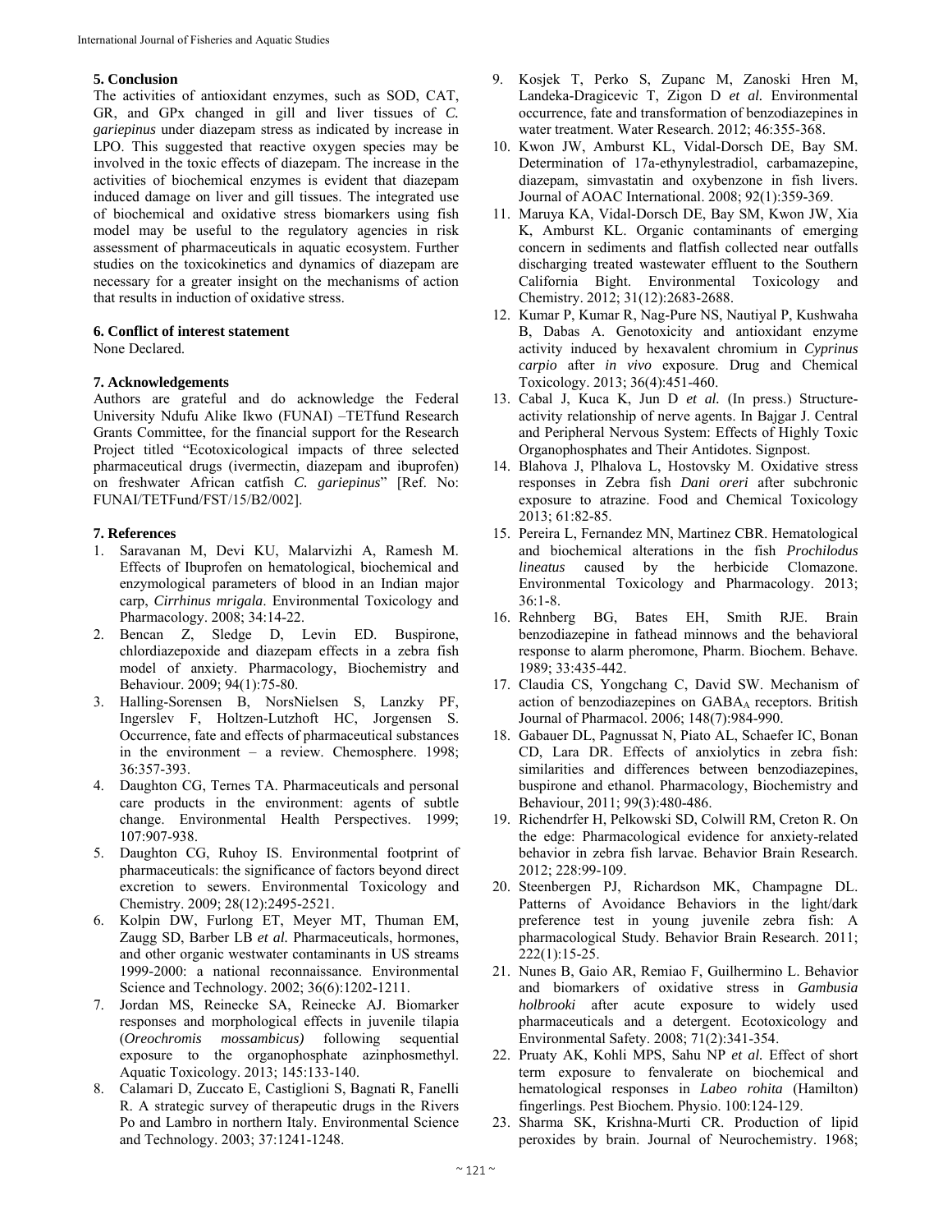## 5. Conclusion

The activities of antioxidant enzymes, such as SOD, CAT, GR, and GPx changed in gill and liver tissues of *C. gariepinus* under diazepam stress as indicated by increase in LPO. This suggested that reactive oxygen species may be involved in the toxic effects of diazepam. The increase in the activities of biochemical enzymes is evident that diazepam induced damage on liver and gill tissues. The integrated use of biochemical and oxidative stress biomarkers using fish model may be useful to the regulatory agencies in risk assessment of pharmaceuticals in aquatic ecosystem. Further studies on the toxicokinetics and dynamics of diazepam are necessary for a greater insight on the mechanisms of action that results in induction of oxidative stress.

## 6. Conflict of interest statement

None Declared.

## 7. Acknowledgements

Authors are grateful and do acknowledge the Federal University Ndufu Alike Ikwo (FUNAI) –TETfund Research Grants Committee, for the financial support for the Research Project titled "Ecotoxicological impacts of three selected pharmaceutical drugs (ivermectin, diazepam and ibuprofen) on freshwater African catfish *C. gariepinus*" [Ref. No: FUNAI/TETFund/FST/15/B2/002].

## 7. References

1. Saravanan M, Devi KU, Malarvizhi A, Ramesh M. Effects of Ibuprofen on hematological, biochemical and enzymological parameters of blood in an Indian major carp, *Cirrhinus mrigala*. Environmental Toxicology and Pharmacology. 2008; 34:14-22.
2. Bencan Z, Sledge D, Levin ED. Buspirone, chlordiazepoxide and diazepam effects in a zebra fish model of anxiety. Pharmacology, Biochemistry and Behaviour. 2009; 94(1):75-80.
3. Halling-Sorensen B, NorsNielsen S, Lanzky PF, Ingerslev F, Holtzen-Lutzhoft HC, Jorgensen S. Occurrence, fate and effects of pharmaceutical substances in the environment – a review. Chemosphere. 1998; 36:357-393.
4. Daughton CG, Ternes TA. Pharmaceuticals and personal care products in the environment: agents of subtle change. Environmental Health Perspectives. 1999; 107:907-938.
5. Daughton CG, Ruhoy IS. Environmental footprint of pharmaceuticals: the significance of factors beyond direct excretion to sewers. Environmental Toxicology and Chemistry. 2009; 28(12):2495-2521.
6. Kolpin DW, Furlong ET, Meyer MT, Thuman EM, Zaugg SD, Barber LB *et al.* Pharmaceuticals, hormones, and other organic westwater contaminants in US streams 1999-2000: a national reconnaissance. Environmental Science and Technology. 2002; 36(6):1202-1211.
7. Jordan MS, Reinecke SA, Reinecke AJ. Biomarker responses and morphological effects in juvenile tilapia (*Oreochromis mossambicus)* following sequential exposure to the organophosphate azinphosmethyl. Aquatic Toxicology. 2013; 145:133-140.
8. Calamari D, Zuccato E, Castiglioni S, Bagnati R, Fanelli R. A strategic survey of therapeutic drugs in the Rivers Po and Lambro in northern Italy. Environmental Science and Technology. 2003; 37:1241-1248.
9. Kosjek T, Perko S, Zupanc M, Zanoski Hren M, Landeka-Dragicevic T, Zigon D *et al.* Environmental occurrence, fate and transformation of benzodiazepines in water treatment. Water Research. 2012; 46:355-368.
10. Kwon JW, Amburst KL, Vidal-Dorsch DE, Bay SM. Determination of 17a-ethynylestradiol, carbamazepine, diazepam, simvastatin and oxybenzone in fish livers. Journal of AOAC International. 2008; 92(1):359-369.
11. Maruya KA, Vidal-Dorsch DE, Bay SM, Kwon JW, Xia K, Amburst KL. Organic contaminants of emerging concern in sediments and flatfish collected near outfalls discharging treated wastewater effluent to the Southern California Bight. Environmental Toxicology and Chemistry. 2012; 31(12):2683-2688.
12. Kumar P, Kumar R, Nag-Pure NS, Nautiyal P, Kushwaha B, Dabas A. Genotoxicity and antioxidant enzyme activity induced by hexavalent chromium in *Cyprinus carpio* after *in vivo* exposure. Drug and Chemical Toxicology. 2013; 36(4):451-460.
13. Cabal J, Kuca K, Jun D *et al.* (In press.) Structure-activity relationship of nerve agents. In Bajgar J. Central and Peripheral Nervous System: Effects of Highly Toxic Organophosphates and Their Antidotes. Signpost.
14. Blahova J, Plhalova L, Hostovsky M. Oxidative stress responses in Zebra fish *Dani oreri* after subchronic exposure to atrazine. Food and Chemical Toxicology 2013; 61:82-85.
15. Pereira L, Fernandez MN, Martinez CBR. Hematological and biochemical alterations in the fish *Prochilodus lineatus* caused by the herbicide Clomazone. Environmental Toxicology and Pharmacology. 2013; 36:1-8.
16. Rehnberg BG, Bates EH, Smith RJE. Brain benzodiazepine in fathead minnows and the behavioral response to alarm pheromone, Pharm. Biochem. Behave. 1989; 33:435-442.
17. Claudia CS, Yongchang C, David SW. Mechanism of action of benzodiazepines on $GABA_A$ receptors. British Journal of Pharmacol. 2006; 148(7):984-990.
18. Gabauer DL, Pagnussat N, Piato AL, Schaefer IC, Bonan CD, Lara DR. Effects of anxiolytics in zebra fish: similarities and differences between benzodiazepines, buspirone and ethanol. Pharmacology, Biochemistry and Behaviour, 2011; 99(3):480-486.
19. Richendrfer H, Pelkowski SD, Colwill RM, Creton R. On the edge: Pharmacological evidence for anxiety-related behavior in zebra fish larvae. Behavior Brain Research. 2012; 228:99-109.
20. Steenbergen PJ, Richardson MK, Champagne DL. Patterns of Avoidance Behaviors in the light/dark preference test in young juvenile zebra fish: A pharmacological Study. Behavior Brain Research. 2011; 222(1):15-25.
21. Nunes B, Gaio AR, Remiao F, Guilhermino L. Behavior and biomarkers of oxidative stress in *Gambusia holbrooki* after acute exposure to widely used pharmaceuticals and a detergent. Ecotoxicology and Environmental Safety. 2008; 71(2):341-354.
22. Pruaty AK, Kohli MPS, Sahu NP *et al.* Effect of short term exposure to fenvalerate on biochemical and hematological responses in *Labeo rohita* (Hamilton) fingerlings. Pest Biochem. Physio. 100:124-129.
23. Sharma SK, Krishna-Murti CR. Production of lipid peroxides by brain. Journal of Neurochemistry. 1968;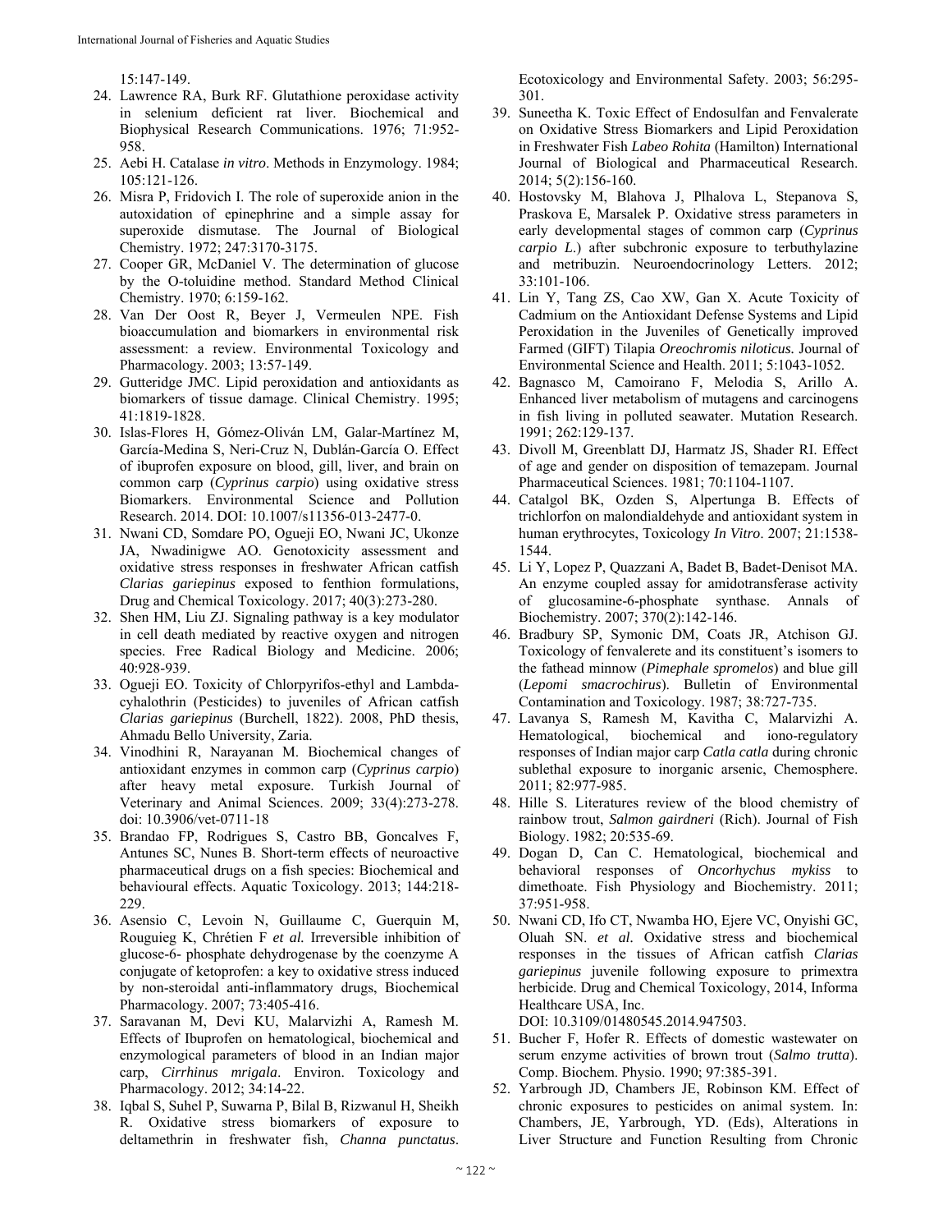15:147-149.

24. Lawrence RA, Burk RF. Glutathione peroxidase activity in selenium deficient rat liver. Biochemical and Biophysical Research Communications. 1976; 71:952-958.
25. Aebi H. Catalase *in vitro*. Methods in Enzymology. 1984; 105:121-126.
26. Misra P, Fridovich I. The role of superoxide anion in the autoxidation of epinephrine and a simple assay for superoxide dismutase. The Journal of Biological Chemistry. 1972; 247:3170-3175.
27. Cooper GR, McDaniel V. The determination of glucose by the O-toluidine method. Standard Method Clinical Chemistry. 1970; 6:159-162.
28. Van Der Oost R, Beyer J, Vermeulen NPE. Fish bioaccumulation and biomarkers in environmental risk assessment: a review. Environmental Toxicology and Pharmacology. 2003; 13:57-149.
29. Gutteridge JMC. Lipid peroxidation and antioxidants as biomarkers of tissue damage. Clinical Chemistry. 1995; 41:1819-1828.
30. Islas-Flores H, Gómez-Oliván LM, Galar-Martínez M, García-Medina S, Neri-Cruz N, Dublán-García O. Effect of ibuprofen exposure on blood, gill, liver, and brain on common carp (*Cyprinus carpio*) using oxidative stress Biomarkers. Environmental Science and Pollution Research. 2014. DOI: 10.1007/s11356-013-2477-0.
31. Nwani CD, Somdare PO, Ogueji EO, Nwani JC, Ukonze JA, Nwadinigwe AO. Genotoxicity assessment and oxidative stress responses in freshwater African catfish *Clarias gariepinus* exposed to fenthion formulations, Drug and Chemical Toxicology. 2017; 40(3):273-280.
32. Shen HM, Liu ZJ. Signaling pathway is a key modulator in cell death mediated by reactive oxygen and nitrogen species. Free Radical Biology and Medicine. 2006; 40:928-939.
33. Ogueji EO. Toxicity of Chlorpyrifos-ethyl and Lambda-cyhalothrin (Pesticides) to juveniles of African catfish *Clarias gariepinus* (Burchell, 1822). 2008, PhD thesis, Ahmadu Bello University, Zaria.
34. Vinodhini R, Narayanan M. Biochemical changes of antioxidant enzymes in common carp (*Cyprinus carpio*) after heavy metal exposure. Turkish Journal of Veterinary and Animal Sciences. 2009; 33(4):273-278. doi: 10.3906/vet-0711-18
35. Brandao FP, Rodrigues S, Castro BB, Goncalves F, Antunes SC, Nunes B. Short-term effects of neuroactive pharmaceutical drugs on a fish species: Biochemical and behavioural effects. Aquatic Toxicology. 2013; 144:218-229.
36. Asensio C, Levoin N, Guillaume C, Guerquin M, Rouguieg K, Chrétien F *et al.* Irreversible inhibition of glucose-6- phosphate dehydrogenase by the coenzyme A conjugate of ketoprofen: a key to oxidative stress induced by non-steroidal anti-inflammatory drugs, Biochemical Pharmacology. 2007; 73:405-416.
37. Saravanan M, Devi KU, Malarvizhi A, Ramesh M. Effects of Ibuprofen on hematological, biochemical and enzymological parameters of blood in an Indian major carp, *Cirrhinus mrigala*. Environ. Toxicology and Pharmacology. 2012; 34:14-22.
38. Iqbal S, Suhel P, Suwarna P, Bilal B, Rizwanul H, Sheikh R. Oxidative stress biomarkers of exposure to deltamethrin in freshwater fish, *Channa punctatus*. Ecotoxicology and Environmental Safety. 2003; 56:295-301.
39. Suneetha K. Toxic Effect of Endosulfan and Fenvalerate on Oxidative Stress Biomarkers and Lipid Peroxidation in Freshwater Fish *Labeo Rohita* (Hamilton) International Journal of Biological and Pharmaceutical Research. 2014; 5(2):156-160.
40. Hostovsky M, Blahova J, Plhalova L, Stepanova S, Praskova E, Marsalek P. Oxidative stress parameters in early developmental stages of common carp (*Cyprinus carpio L.*) after subchronic exposure to terbuthylazine and metribuzin. Neuroendocrinology Letters. 2012; 33:101-106.
41. Lin Y, Tang ZS, Cao XW, Gan X. Acute Toxicity of Cadmium on the Antioxidant Defense Systems and Lipid Peroxidation in the Juveniles of Genetically improved Farmed (GIFT) Tilapia *Oreochromis niloticus.* Journal of Environmental Science and Health. 2011; 5:1043-1052.
42. Bagnasco M, Camoirano F, Melodia S, Arillo A. Enhanced liver metabolism of mutagens and carcinogens in fish living in polluted seawater. Mutation Research. 1991; 262:129-137.
43. Divoll M, Greenblatt DJ, Harmatz JS, Shader RI. Effect of age and gender on disposition of temazepam. Journal Pharmaceutical Sciences. 1981; 70:1104-1107.
44. Catalgol BK, Ozden S, Alpertunga B. Effects of trichlorfon on malondialdehyde and antioxidant system in human erythrocytes, Toxicology *In Vitro*. 2007; 21:1538-1544.
45. Li Y, Lopez P, Quazzani A, Badet B, Badet-Denisot MA. An enzyme coupled assay for amidotransferase activity of glucosamine-6-phosphate synthase. Annals of Biochemistry. 2007; 370(2):142-146.
46. Bradbury SP, Symonic DM, Coats JR, Atchison GJ. Toxicology of fenvalerete and its constituent's isomers to the fathead minnow (*Pimephale spromelos*) and blue gill (*Lepomi smacrochirus*). Bulletin of Environmental Contamination and Toxicology. 1987; 38:727-735.
47. Lavanya S, Ramesh M, Kavitha C, Malarvizhi A. Hematological, biochemical and iono-regulatory responses of Indian major carp *Catla catla* during chronic sublethal exposure to inorganic arsenic, Chemosphere. 2011; 82:977-985.
48. Hille S. Literatures review of the blood chemistry of rainbow trout, *Salmon gairdneri* (Rich). Journal of Fish Biology. 1982; 20:535-69.
49. Dogan D, Can C. Hematological, biochemical and behavioral responses of *Oncorhychus mykiss* to dimethoate. Fish Physiology and Biochemistry. 2011; 37:951-958.
50. Nwani CD, Ifo CT, Nwamba HO, Ejere VC, Onyishi GC, Oluah SN. *et al.* Oxidative stress and biochemical responses in the tissues of African catfish *Clarias gariepinus* juvenile following exposure to primextra herbicide. Drug and Chemical Toxicology, 2014, Informa Healthcare USA, Inc. DOI: 10.3109/01480545.2014.947503.
51. Bucher F, Hofer R. Effects of domestic wastewater on serum enzyme activities of brown trout (*Salmo trutta*). Comp. Biochem. Physio. 1990; 97:385-391.
52. Yarbrough JD, Chambers JE, Robinson KM. Effect of chronic exposures to pesticides on animal system. In: Chambers, JE, Yarbrough, YD. (Eds), Alterations in Liver Structure and Function Resulting from Chronic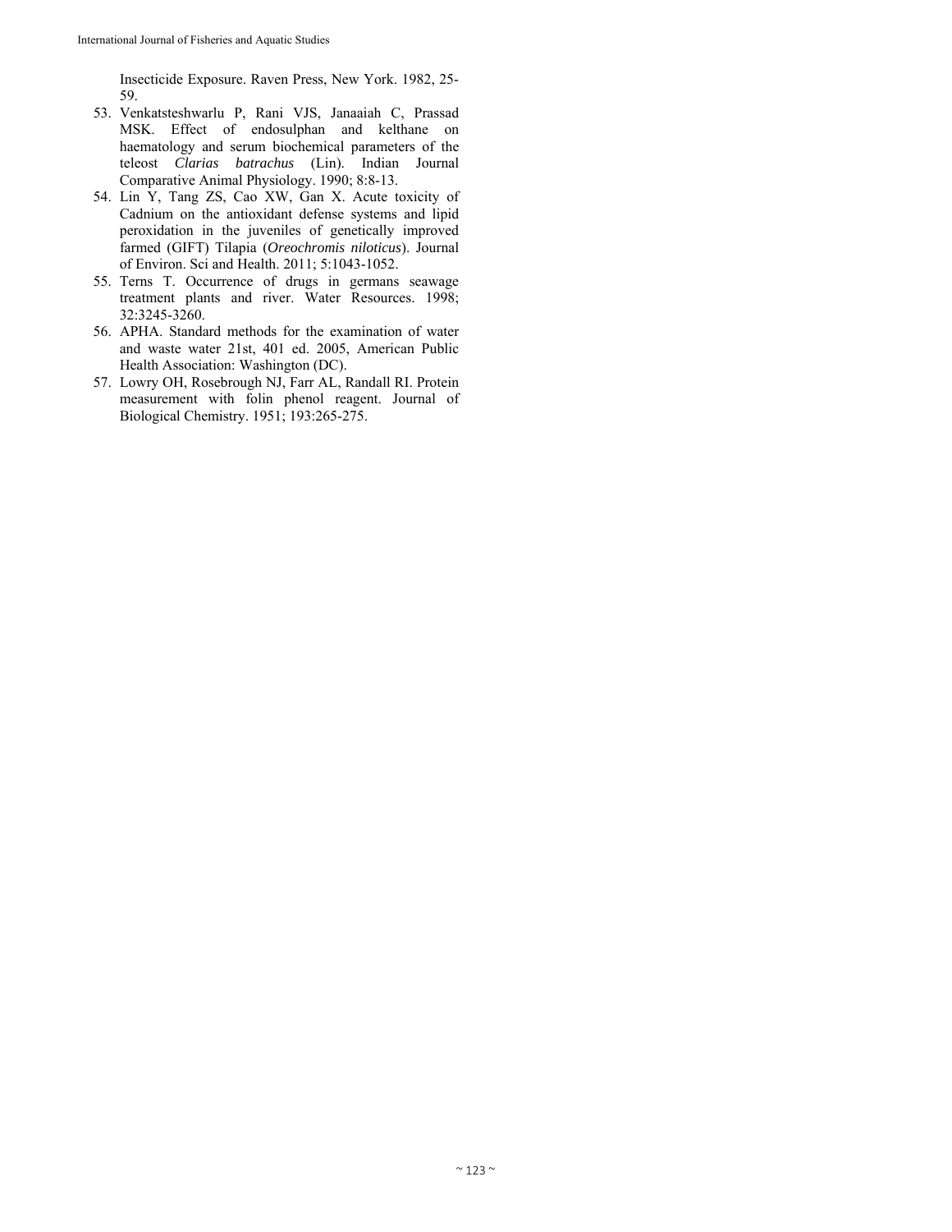Insecticide Exposure. Raven Press, New York. 1982, 25-59.

53. Venkatsteshwarlu P, Rani VJS, Janaaiah C, Prassad MSK. Effect of endosulphan and kelthane on haematology and serum biochemical parameters of the teleost *Clarias batrachus* (Lin). Indian Journal Comparative Animal Physiology. 1990; 8:8-13.
54. Lin Y, Tang ZS, Cao XW, Gan X. Acute toxicity of Cadnium on the antioxidant defense systems and lipid peroxidation in the juveniles of genetically improved farmed (GIFT) Tilapia (*Oreochromis niloticus*). Journal of Environ. Sci and Health. 2011; 5:1043-1052.
55. Terns T. Occurrence of drugs in germans seawage treatment plants and river. Water Resources. 1998; 32:3245-3260.
56. APHA. Standard methods for the examination of water and waste water 21st, 401 ed. 2005, American Public Health Association: Washington (DC).
57. Lowry OH, Rosebrough NJ, Farr AL, Randall RI. Protein measurement with folin phenol reagent. Journal of Biological Chemistry. 1951; 193:265-275.